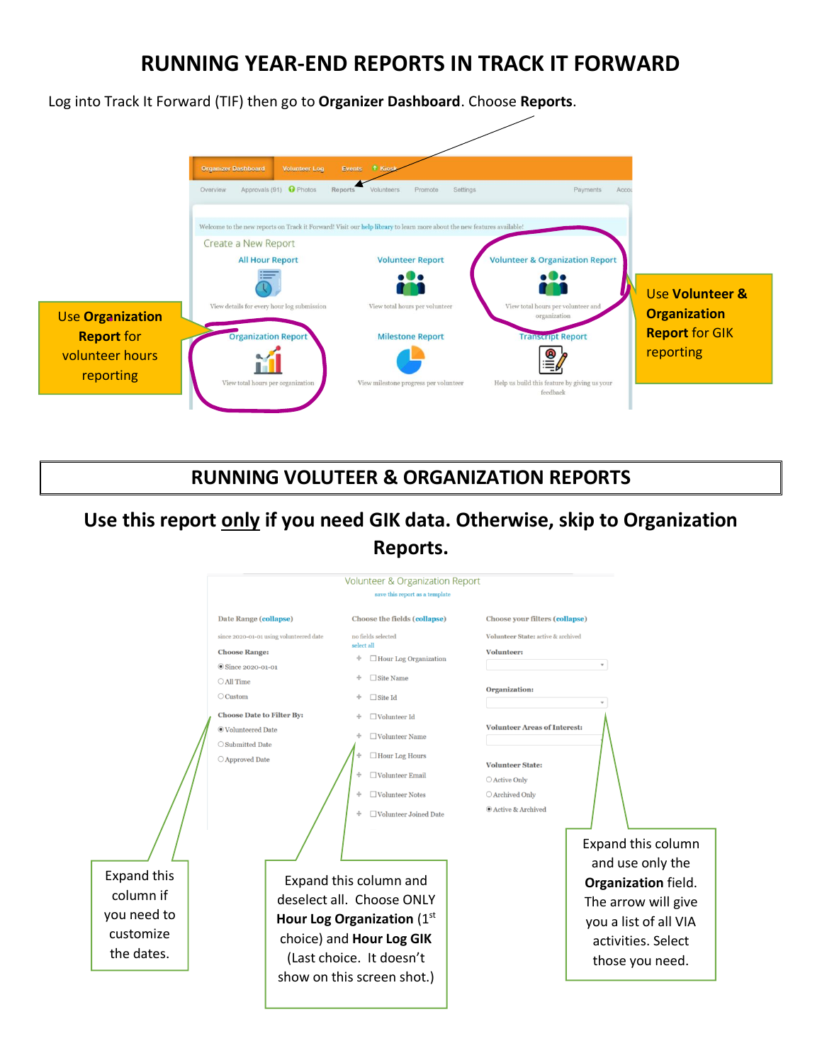# RUNNING YEAR-END REPORTS IN TRACK IT FORWARD

Log into Track It Forward (TIF) then go to **Organizer Dashboard**. Choose **Reports**.

Organizer Dashboard | Volunteer Log | Events | Kiosk

Overview | Approvals (91) | Photos | Reports | Volunteers | Promote | Settings | Payments | Acco

Welcome to the new reports on Track it Forward! Visit our help library to learn more about the new features available!

Create a New Report

- All Hour Report — View details for every hour log submission
- Volunteer Report — View total hours per volunteer
- Volunteer & Organization Report — View total hours per volunteer and organization
- Organization Report — View total hours per organization
- Milestone Report — View milestone progress per volunteer
- Transcript Report — Help us build this feature by giving us your feedback

Use **Organization Report** for volunteer hours reporting

Use **Volunteer & Organization Report** for GIK reporting

## RUNNING VOLUTEER & ORGANIZATION REPORTS

**Use this report <u>only</u> if you need GIK data. Otherwise, skip to Organization Reports.**

Volunteer & Organization Report

save this report as a template

**Date Range (collapse)**

since 2020-01-01 using volunteered date

Choose Range:
- Since 2020-01-01
- All Time
- Custom

Choose Date to Filter By:
- Volunteered Date
- Submitted Date
- Approved Date

**Choose the fields (collapse)**

no fields selected
select all
- Hour Log Organization
- Site Name
- Site Id
- Volunteer Id
- Volunteer Name
- Hour Log Hours
- Volunteer Email
- Volunteer Notes
- Volunteer Joined Date

**Choose your filters (collapse)**

Volunteer State: active & archived

Volunteer:

Organization:

Volunteer Areas of Interest:

Volunteer State:
- Active Only
- Archived Only
- Active & Archived

Expand this column if you need to customize the dates.

Expand this column and deselect all. Choose ONLY **Hour Log Organization** (1st choice) and **Hour Log GIK** (Last choice. It doesn't show on this screen shot.)

Expand this column and use only the **Organization** field. The arrow will give you a list of all VIA activities. Select those you need.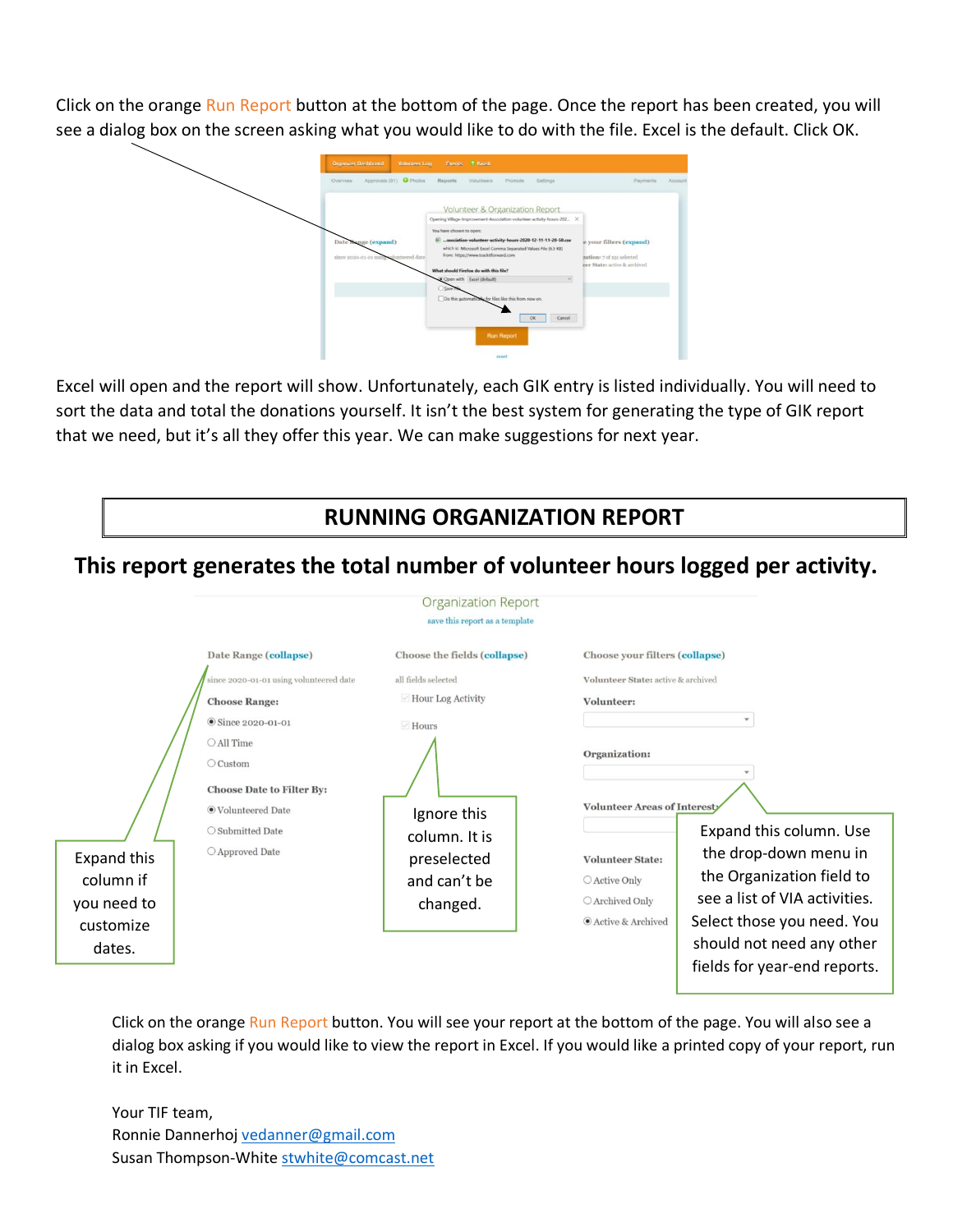Click on the orange Run Report button at the bottom of the page. Once the report has been created, you will see a dialog box on the screen asking what you would like to do with the file. Excel is the default. Click OK.

Excel will open and the report will show. Unfortunately, each GIK entry is listed individually. You will need to sort the data and total the donations yourself. It isn't the best system for generating the type of GIK report that we need, but it's all they offer this year. We can make suggestions for next year.

## RUNNING ORGANIZATION REPORT

### This report generates the total number of volunteer hours logged per activity.

Organization Report

save this report as a template

Date Range (collapse)

since 2020-01-01 using volunteered date

Choose Range:

- Since 2020-01-01
- All Time
- Custom

Choose Date to Filter By:

- Volunteered Date
- Submitted Date
- Approved Date

Choose the fields (collapse)

all fields selected

- Hour Log Activity
- Hours

Choose your filters (collapse)

Volunteer State: active & archived

Volunteer:

Organization:

Volunteer Areas of Interest:

Volunteer State:

- Active Only
- Archived Only
- Active & Archived

Expand this column if you need to customize dates.

Ignore this column. It is preselected and can't be changed.

Expand this column. Use the drop-down menu in the Organization field to see a list of VIA activities. Select those you need. You should not need any other fields for year-end reports.

Click on the orange Run Report button. You will see your report at the bottom of the page. You will also see a dialog box asking if you would like to view the report in Excel. If you would like a printed copy of your report, run it in Excel.

Your TIF team,
Ronnie Dannerhoj vedanner@gmail.com
Susan Thompson-White stwhite@comcast.net